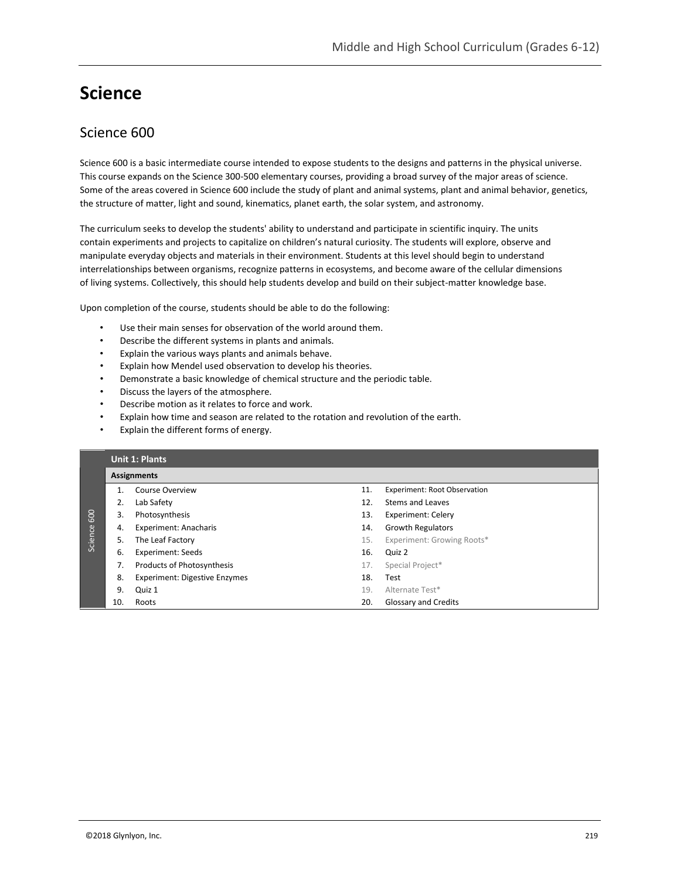# Science

## Science 600

Science 600 is a basic intermediate course intended to expose students to the designs and patterns in the physical universe. This course expands on the Science 300-500 elementary courses, providing a broad survey of the major areas of science. Some of the areas covered in Science 600 include the study of plant and animal systems, plant and animal behavior, genetics, the structure of matter, light and sound, kinematics, planet earth, the solar system, and astronomy.

The curriculum seeks to develop the students' ability to understand and participate in scientific inquiry. The units contain experiments and projects to capitalize on children's natural curiosity. The students will explore, observe and manipulate everyday objects and materials in their environment. Students at this level should begin to understand interrelationships between organisms, recognize patterns in ecosystems, and become aware of the cellular dimensions of living systems. Collectively, this should help students develop and build on their subject-matter knowledge base.

Upon completion of the course, students should be able to do the following:

- Use their main senses for observation of the world around them.
- Describe the different systems in plants and animals.
- Explain the various ways plants and animals behave.
- Explain how Mendel used observation to develop his theories.
- Demonstrate a basic knowledge of chemical structure and the periodic table.
- Discuss the layers of the atmosphere.
- Describe motion as it relates to force and work.
- Explain how time and season are related to the rotation and revolution of the earth.
- Explain the different forms of energy.

**Unit 1: Plants**

| Assignments | | | |
|---|---|---|---|
| 1. | Course Overview | 11. | Experiment: Root Observation |
| 2. | Lab Safety | 12. | Stems and Leaves |
| 3. | Photosynthesis | 13. | Experiment: Celery |
| 4. | Experiment: Anacharis | 14. | Growth Regulators |
| 5. | The Leaf Factory | 15. | Experiment: Growing Roots* |
| 6. | Experiment: Seeds | 16. | Quiz 2 |
| 7. | Products of Photosynthesis | 17. | Special Project* |
| 8. | Experiment: Digestive Enzymes | 18. | Test |
| 9. | Quiz 1 | 19. | Alternate Test* |
| 10. | Roots | 20. | Glossary and Credits |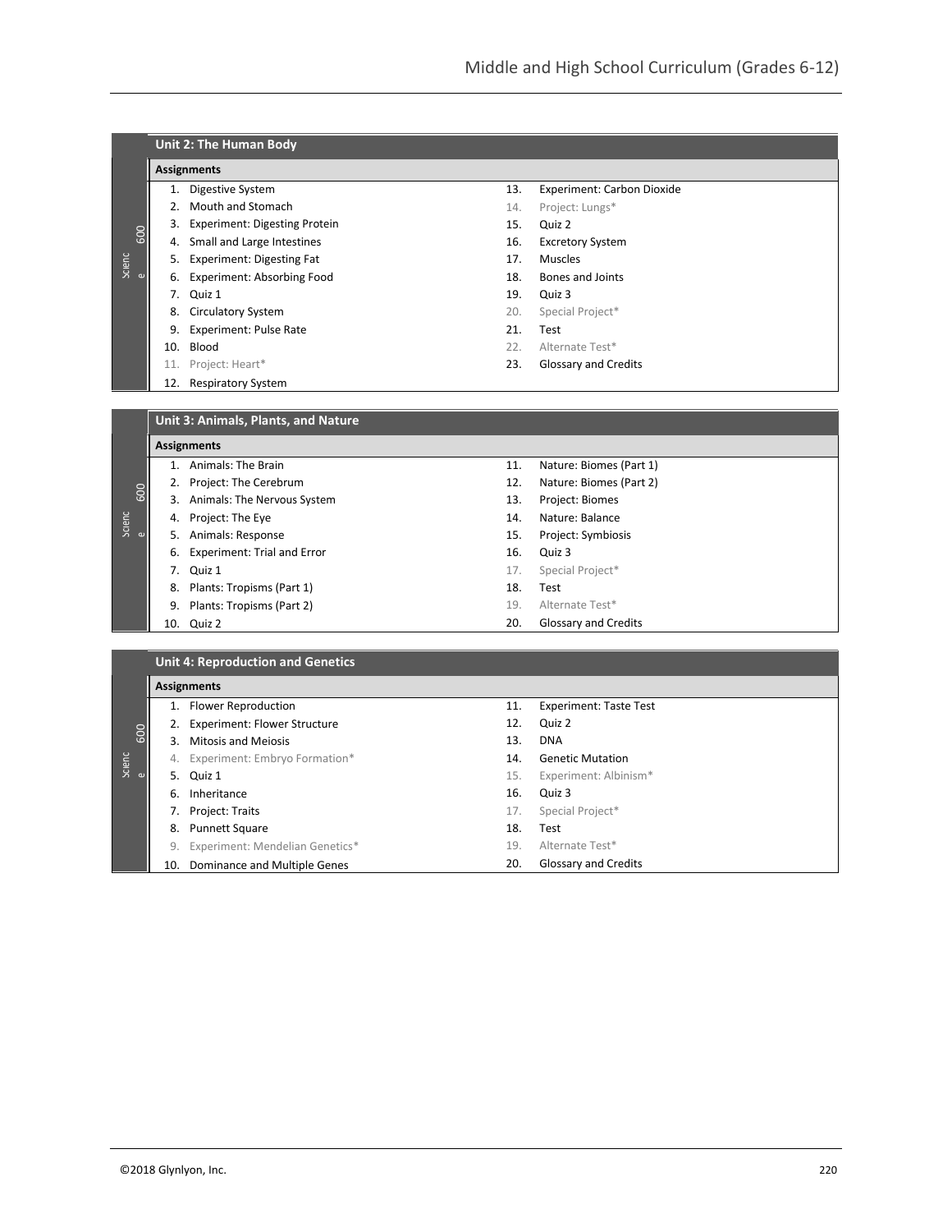## Unit 2: The Human Body

**Assignments**

1. Digestive System
2. Mouth and Stomach
3. Experiment: Digesting Protein
4. Small and Large Intestines
5. Experiment: Digesting Fat
6. Experiment: Absorbing Food
7. Quiz 1
8. Circulatory System
9. Experiment: Pulse Rate
10. Blood
11. Project: Heart*
12. Respiratory System
13. Experiment: Carbon Dioxide
14. Project: Lungs*
15. Quiz 2
16. Excretory System
17. Muscles
18. Bones and Joints
19. Quiz 3
20. Special Project*
21. Test
22. Alternate Test*
23. Glossary and Credits

## Unit 3: Animals, Plants, and Nature

**Assignments**

1. Animals: The Brain
2. Project: The Cerebrum
3. Animals: The Nervous System
4. Project: The Eye
5. Animals: Response
6. Experiment: Trial and Error
7. Quiz 1
8. Plants: Tropisms (Part 1)
9. Plants: Tropisms (Part 2)
10. Quiz 2
11. Nature: Biomes (Part 1)
12. Nature: Biomes (Part 2)
13. Project: Biomes
14. Nature: Balance
15. Project: Symbiosis
16. Quiz 3
17. Special Project*
18. Test
19. Alternate Test*
20. Glossary and Credits

## Unit 4: Reproduction and Genetics

**Assignments**

1. Flower Reproduction
2. Experiment: Flower Structure
3. Mitosis and Meiosis
4. Experiment: Embryo Formation*
5. Quiz 1
6. Inheritance
7. Project: Traits
8. Punnett Square
9. Experiment: Mendelian Genetics*
10. Dominance and Multiple Genes
11. Experiment: Taste Test
12. Quiz 2
13. DNA
14. Genetic Mutation
15. Experiment: Albinism*
16. Quiz 3
17. Special Project*
18. Test
19. Alternate Test*
20. Glossary and Credits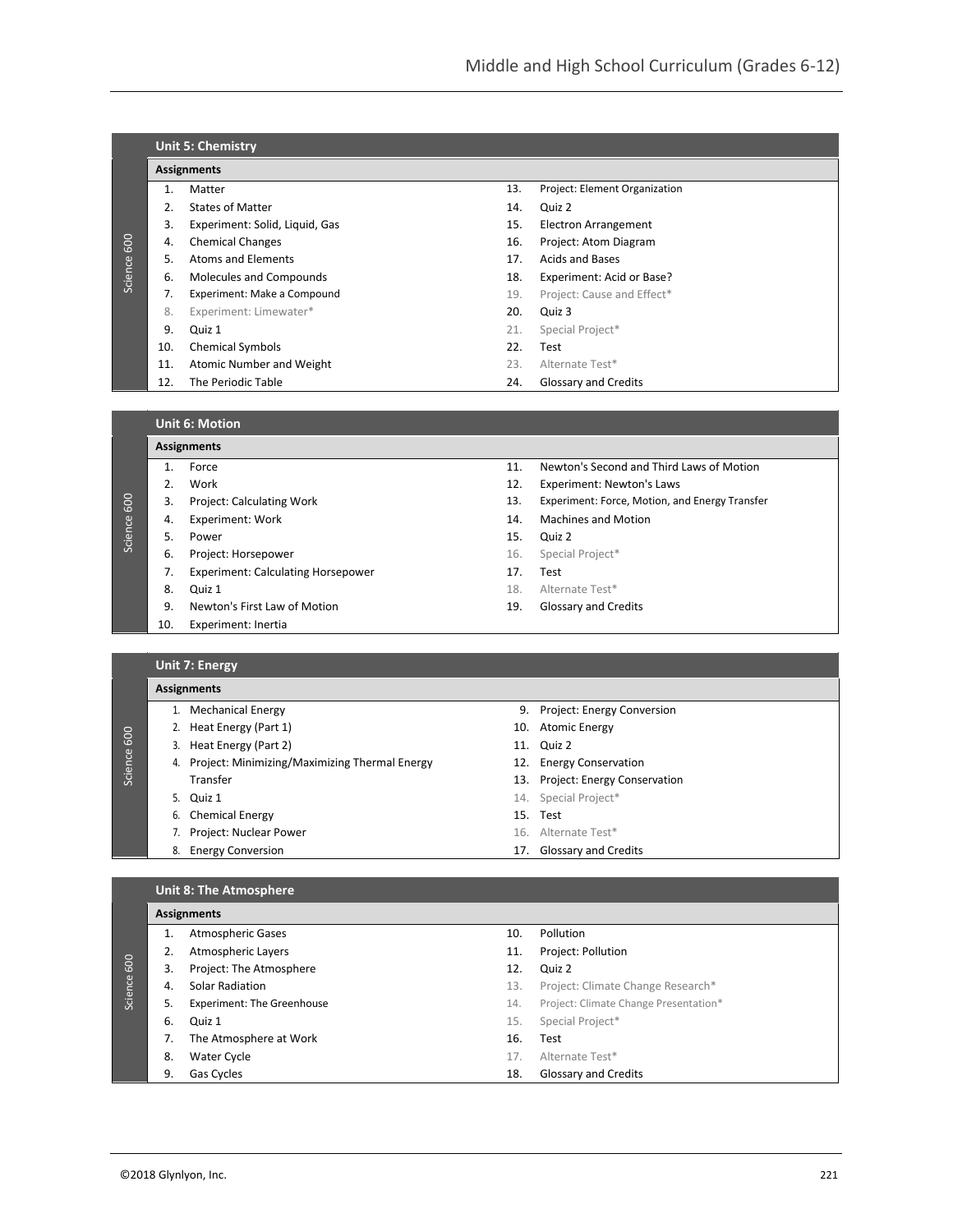## Unit 5: Chemistry

Science 600

**Assignments**

1. Matter
2. States of Matter
3. Experiment: Solid, Liquid, Gas
4. Chemical Changes
5. Atoms and Elements
6. Molecules and Compounds
7. Experiment: Make a Compound
8. Experiment: Limewater*
9. Quiz 1
10. Chemical Symbols
11. Atomic Number and Weight
12. The Periodic Table
13. Project: Element Organization
14. Quiz 2
15. Electron Arrangement
16. Project: Atom Diagram
17. Acids and Bases
18. Experiment: Acid or Base?
19. Project: Cause and Effect*
20. Quiz 3
21. Special Project*
22. Test
23. Alternate Test*
24. Glossary and Credits

## Unit 6: Motion

Science 600

**Assignments**

1. Force
2. Work
3. Project: Calculating Work
4. Experiment: Work
5. Power
6. Project: Horsepower
7. Experiment: Calculating Horsepower
8. Quiz 1
9. Newton's First Law of Motion
10. Experiment: Inertia
11. Newton's Second and Third Laws of Motion
12. Experiment: Newton's Laws
13. Experiment: Force, Motion, and Energy Transfer
14. Machines and Motion
15. Quiz 2
16. Special Project*
17. Test
18. Alternate Test*
19. Glossary and Credits

## Unit 7: Energy

Science 600

**Assignments**

1. Mechanical Energy
2. Heat Energy (Part 1)
3. Heat Energy (Part 2)
4. Project: Minimizing/Maximizing Thermal Energy Transfer
5. Quiz 1
6. Chemical Energy
7. Project: Nuclear Power
8. Energy Conversion
9. Project: Energy Conversion
10. Atomic Energy
11. Quiz 2
12. Energy Conservation
13. Project: Energy Conservation
14. Special Project*
15. Test
16. Alternate Test*
17. Glossary and Credits

## Unit 8: The Atmosphere

Science 600

**Assignments**

1. Atmospheric Gases
2. Atmospheric Layers
3. Project: The Atmosphere
4. Solar Radiation
5. Experiment: The Greenhouse
6. Quiz 1
7. The Atmosphere at Work
8. Water Cycle
9. Gas Cycles
10. Pollution
11. Project: Pollution
12. Quiz 2
13. Project: Climate Change Research*
14. Project: Climate Change Presentation*
15. Special Project*
16. Test
17. Alternate Test*
18. Glossary and Credits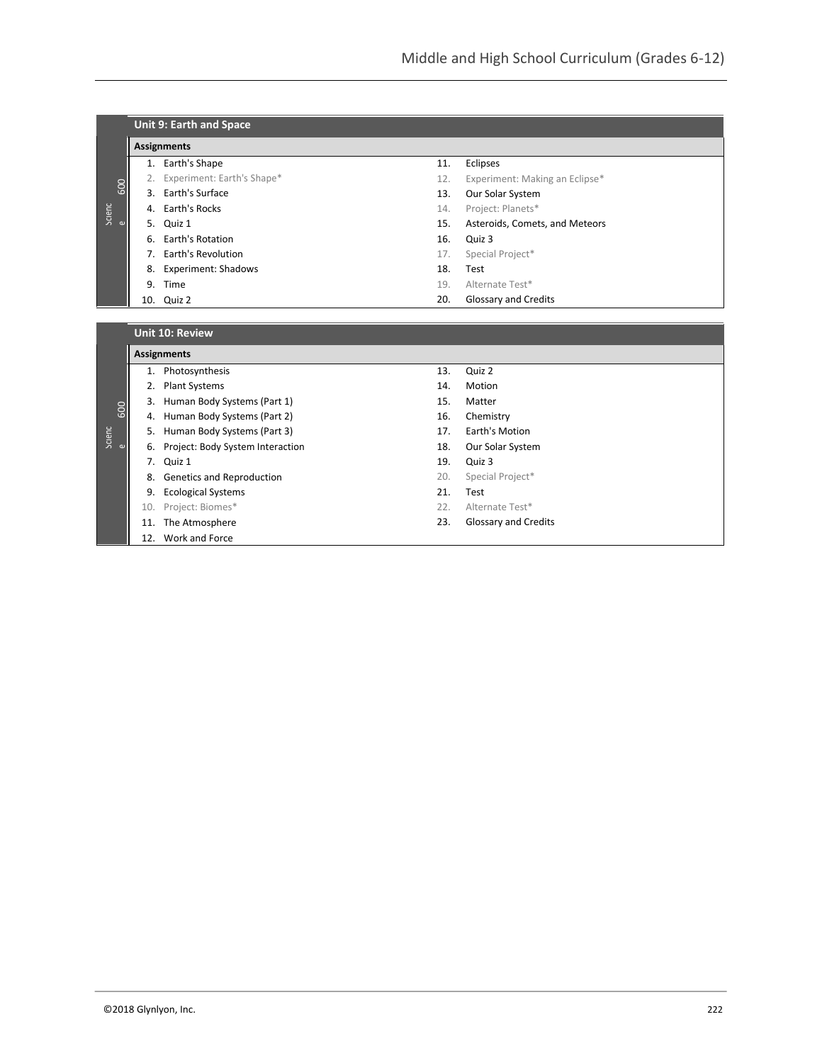## Unit 9: Earth and Space

Science 600

**Assignments**

| | |
|---|---|
| 1. Earth's Shape | 11. Eclipses |
| 2. Experiment: Earth's Shape* | 12. Experiment: Making an Eclipse* |
| 3. Earth's Surface | 13. Our Solar System |
| 4. Earth's Rocks | 14. Project: Planets* |
| 5. Quiz 1 | 15. Asteroids, Comets, and Meteors |
| 6. Earth's Rotation | 16. Quiz 3 |
| 7. Earth's Revolution | 17. Special Project* |
| 8. Experiment: Shadows | 18. Test |
| 9. Time | 19. Alternate Test* |
| 10. Quiz 2 | 20. Glossary and Credits |

## Unit 10: Review

Science 600

**Assignments**

| | |
|---|---|
| 1. Photosynthesis | 13. Quiz 2 |
| 2. Plant Systems | 14. Motion |
| 3. Human Body Systems (Part 1) | 15. Matter |
| 4. Human Body Systems (Part 2) | 16. Chemistry |
| 5. Human Body Systems (Part 3) | 17. Earth's Motion |
| 6. Project: Body System Interaction | 18. Our Solar System |
| 7. Quiz 1 | 19. Quiz 3 |
| 8. Genetics and Reproduction | 20. Special Project* |
| 9. Ecological Systems | 21. Test |
| 10. Project: Biomes* | 22. Alternate Test* |
| 11. The Atmosphere | 23. Glossary and Credits |
| 12. Work and Force | |